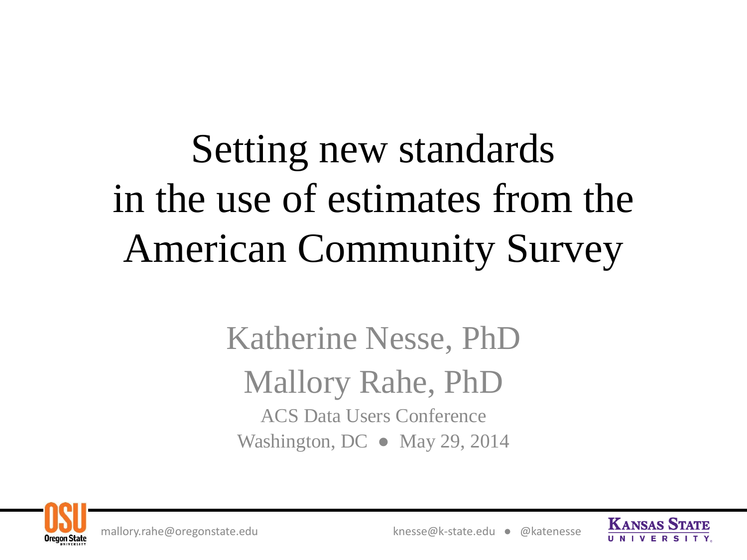# Setting new standards in the use of estimates from the American Community Survey

Katherine Nesse, PhD

Mallory Rahe, PhD

ACS Data Users Conference

Washington, DC • May 29, 2014

mallory.rahe@oregonstate.edu

knesse@k-state.edu • @katenesse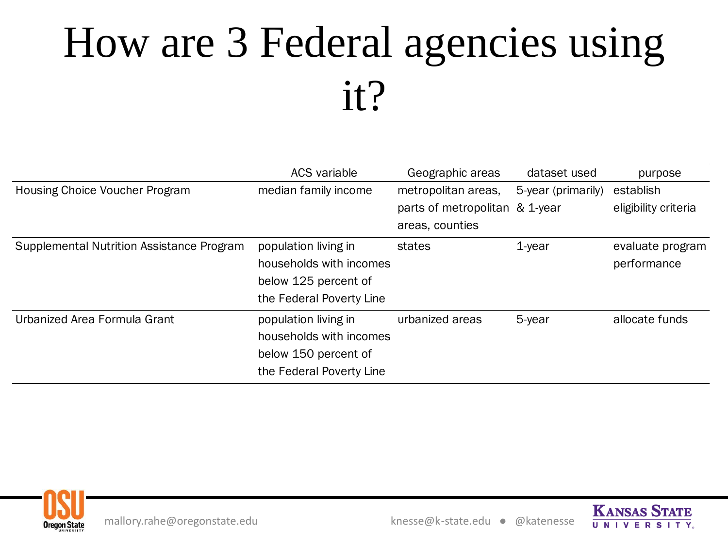# How are 3 Federal agencies using it?

| | ACS variable | Geographic areas | dataset used | purpose |
|---|---|---|---|---|
| Housing Choice Voucher Program | median family income | metropolitan areas, parts of metropolitan areas, counties | 5-year (primarily) & 1-year | establish eligibility criteria |
| Supplemental Nutrition Assistance Program | population living in households with incomes below 125 percent of the Federal Poverty Line | states | 1-year | evaluate program performance |
| Urbanized Area Formula Grant | population living in households with incomes below 150 percent of the Federal Poverty Line | urbanized areas | 5-year | allocate funds |

mallory.rahe@oregonstate.edu

knesse@k-state.edu ● @katenesse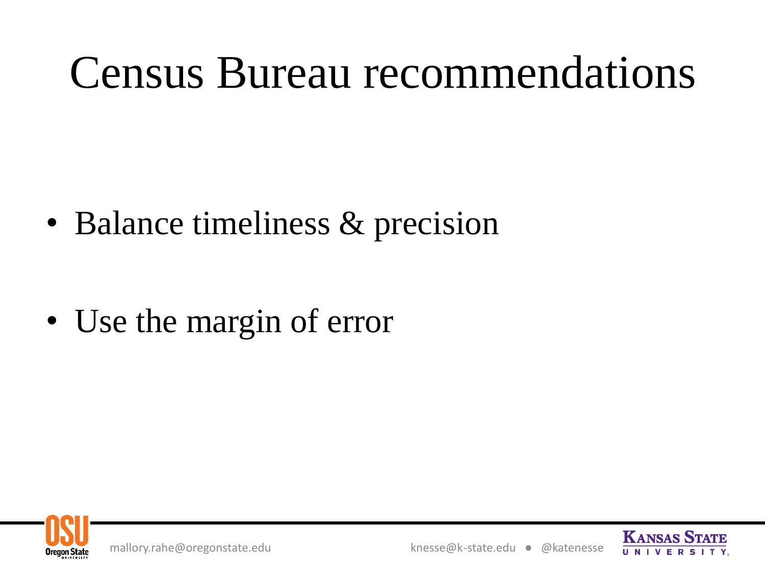# Census Bureau recommendations

- Balance timeliness & precision
- Use the margin of error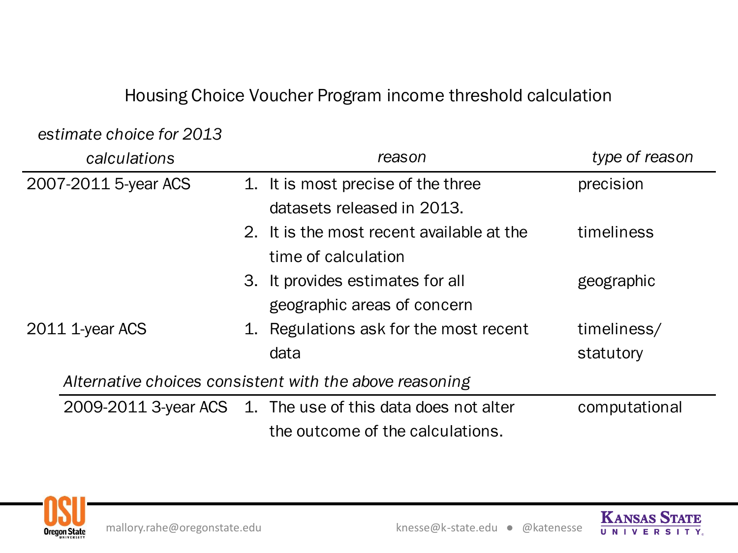## Housing Choice Voucher Program income threshold calculation

| *estimate choice for 2013 calculations* | *reason* | *type of reason* |
|---|---|---|
| 2007-2011 5-year ACS | 1. It is most precise of the three datasets released in 2013. | precision |
| | 2. It is the most recent available at the time of calculation | timeliness |
| | 3. It provides estimates for all geographic areas of concern | geographic |
| 2011 1-year ACS | 1. Regulations ask for the most recent data | timeliness/ statutory |

*Alternative choices consistent with the above reasoning*

| | | |
|---|---|---|
| 2009-2011 3-year ACS | 1. The use of this data does not alter the outcome of the calculations. | computational |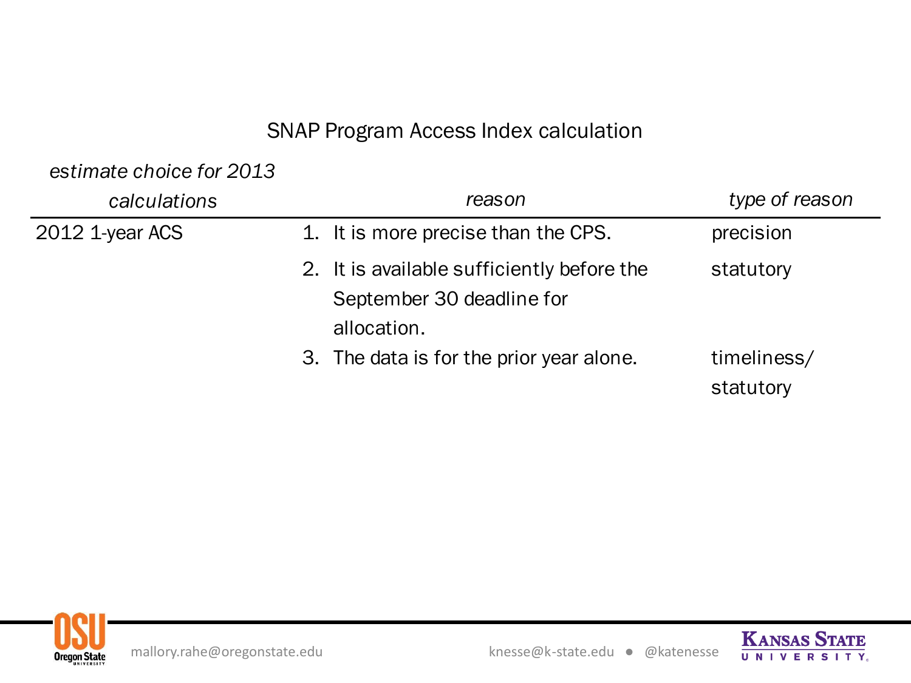## SNAP Program Access Index calculation

| *estimate choice for 2013 calculations* | *reason* | *type of reason* |
|---|---|---|
| 2012 1-year ACS | 1. It is more precise than the CPS. | precision |
| | 2. It is available sufficiently before the September 30 deadline for allocation. | statutory |
| | 3. The data is for the prior year alone. | timeliness/ statutory |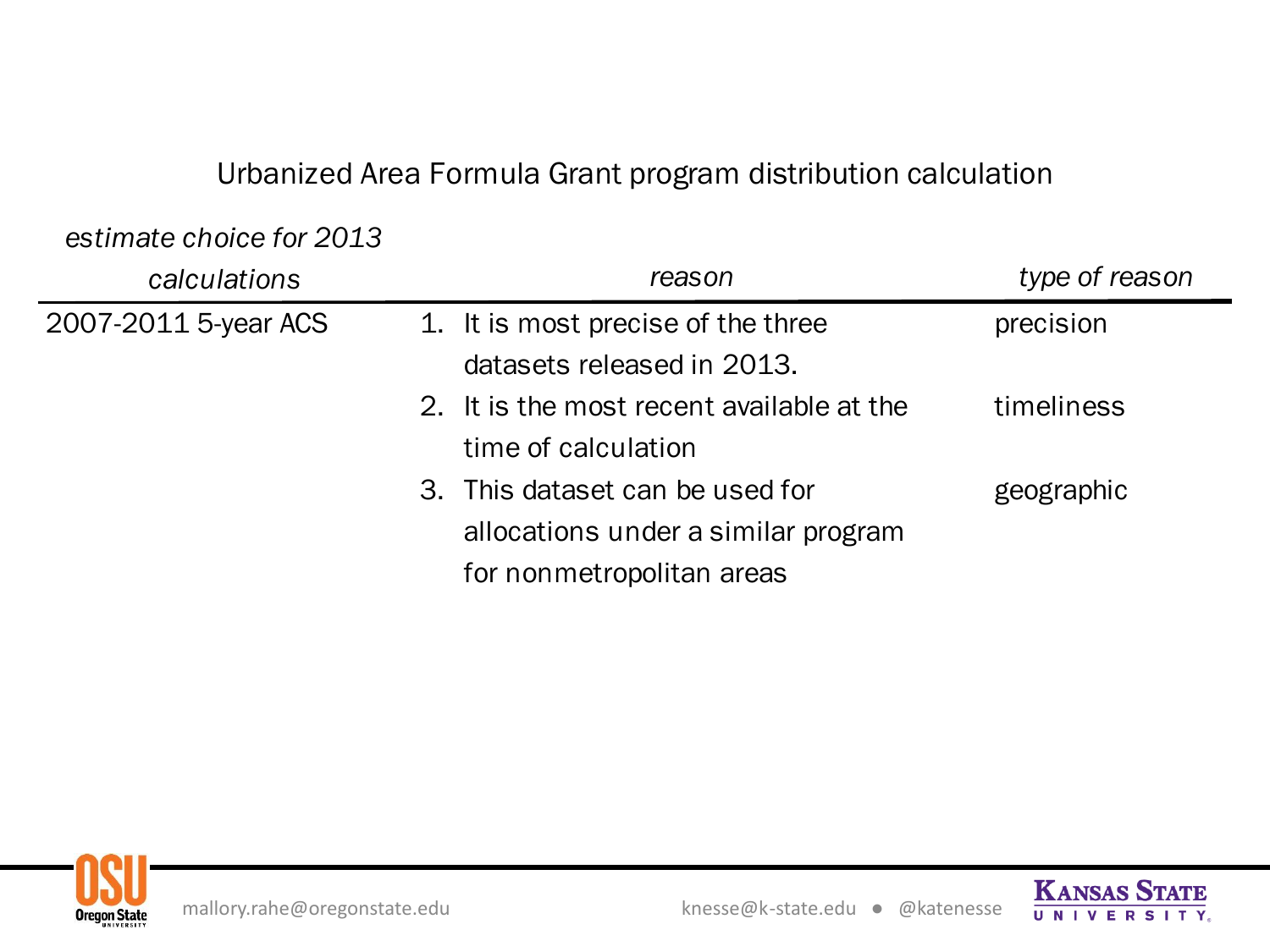## Urbanized Area Formula Grant program distribution calculation

| *estimate choice for 2013 calculations* | *reason* | *type of reason* |
|---|---|---|
| 2007-2011 5-year ACS | 1. It is most precise of the three datasets released in 2013. | precision |
| | 2. It is the most recent available at the time of calculation | timeliness |
| | 3. This dataset can be used for allocations under a similar program for nonmetropolitan areas | geographic |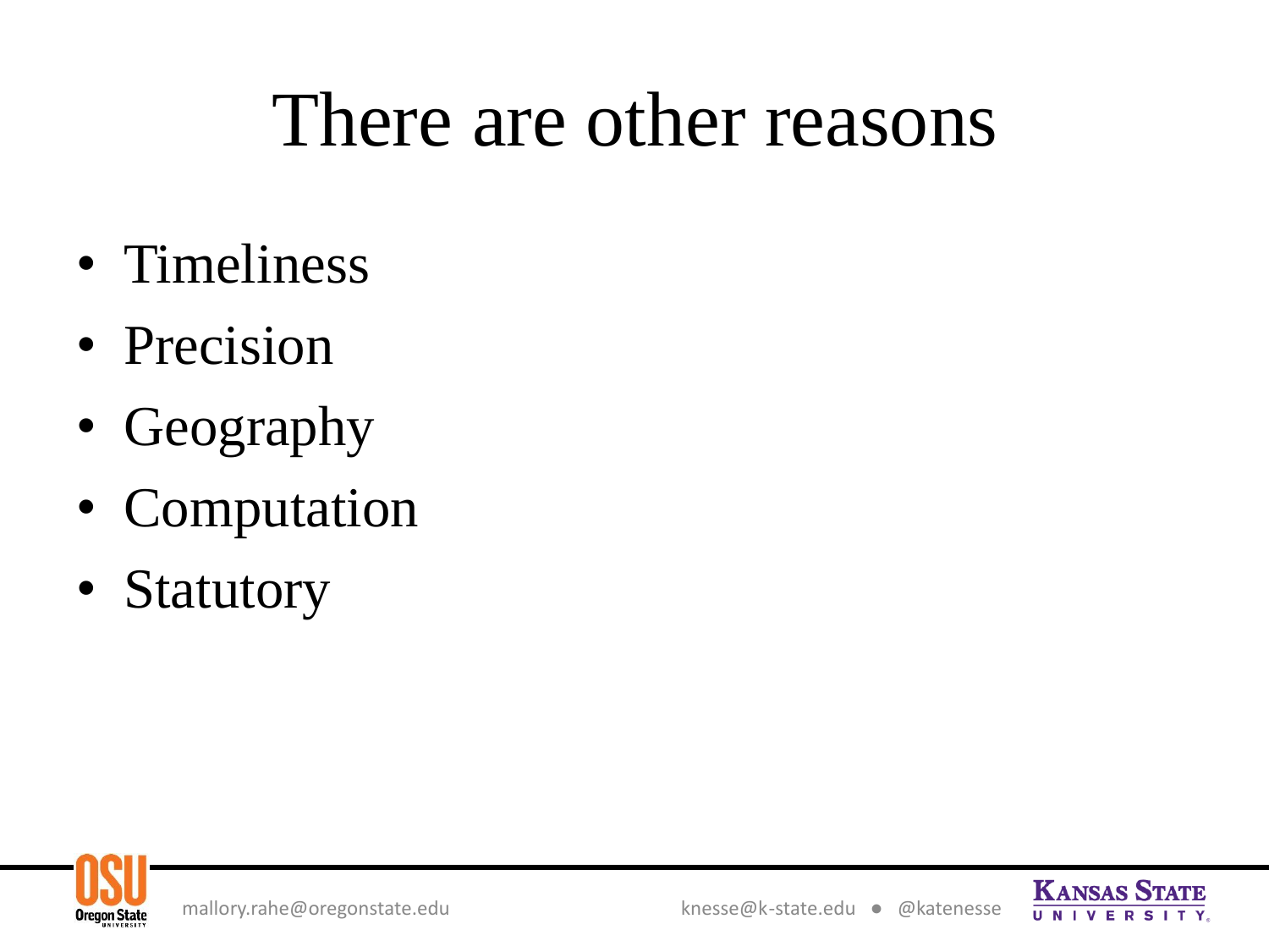# There are other reasons

- Timeliness
- Precision
- Geography
- Computation
- Statutory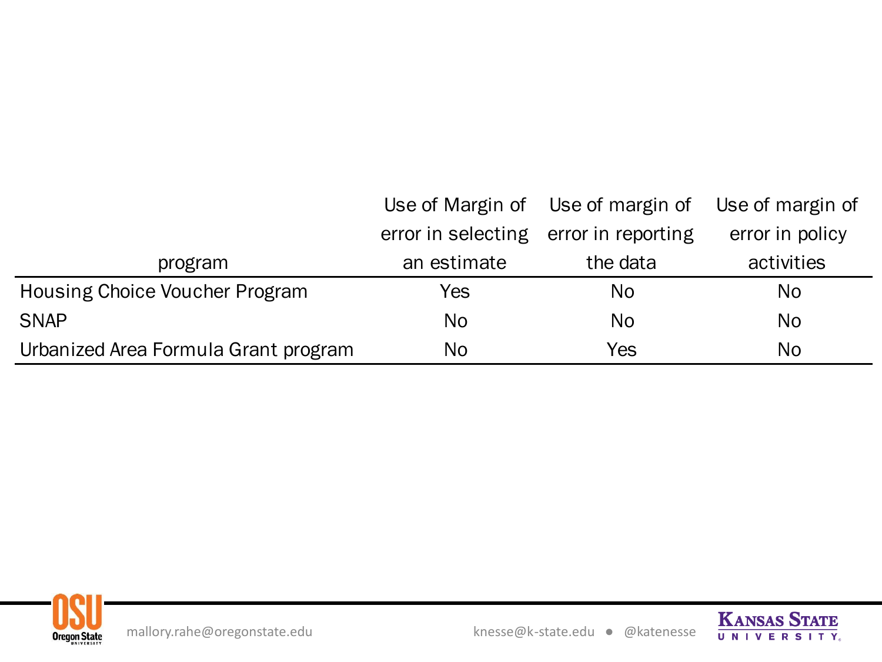| program | Use of Margin of error in selecting an estimate | Use of margin of error in reporting the data | Use of margin of error in policy activities |
|---|---|---|---|
| Housing Choice Voucher Program | Yes | No | No |
| SNAP | No | No | No |
| Urbanized Area Formula Grant program | No | Yes | No |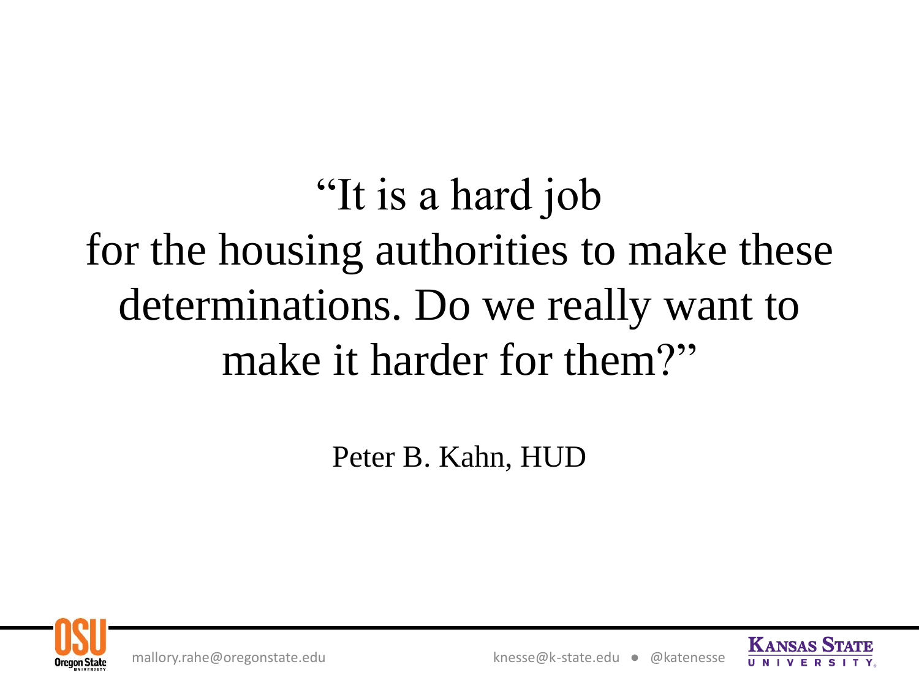"It is a hard job for the housing authorities to make these determinations. Do we really want to make it harder for them?"

Peter B. Kahn, HUD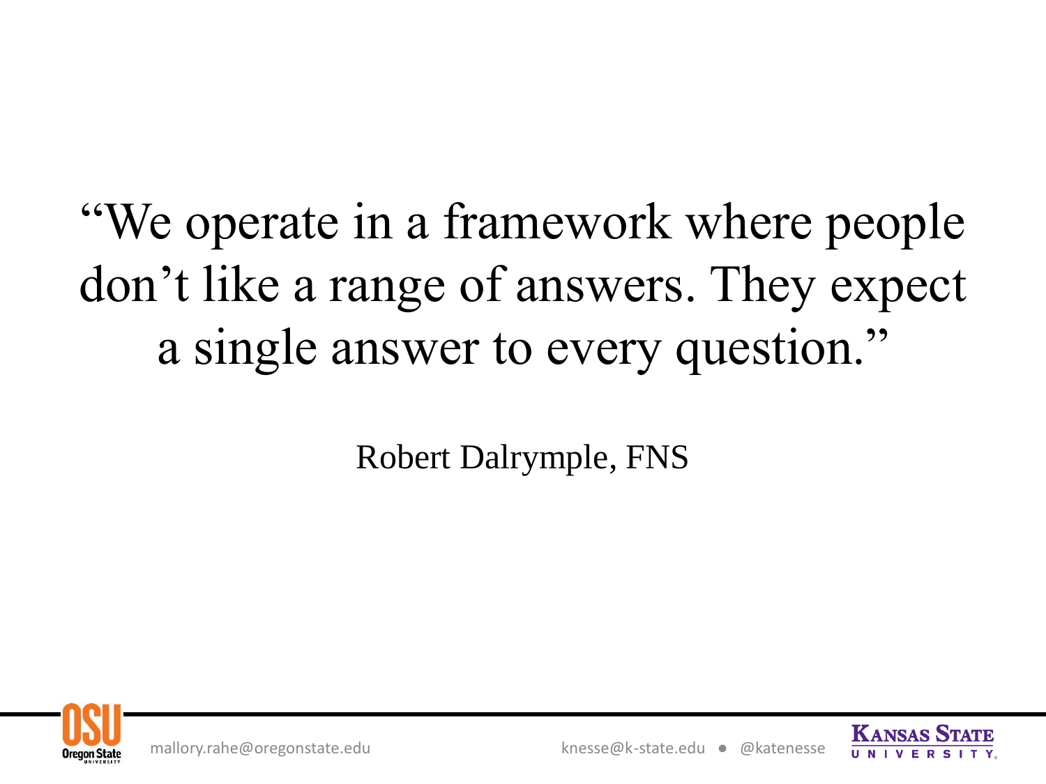"We operate in a framework where people don't like a range of answers. They expect a single answer to every question."

Robert Dalrymple, FNS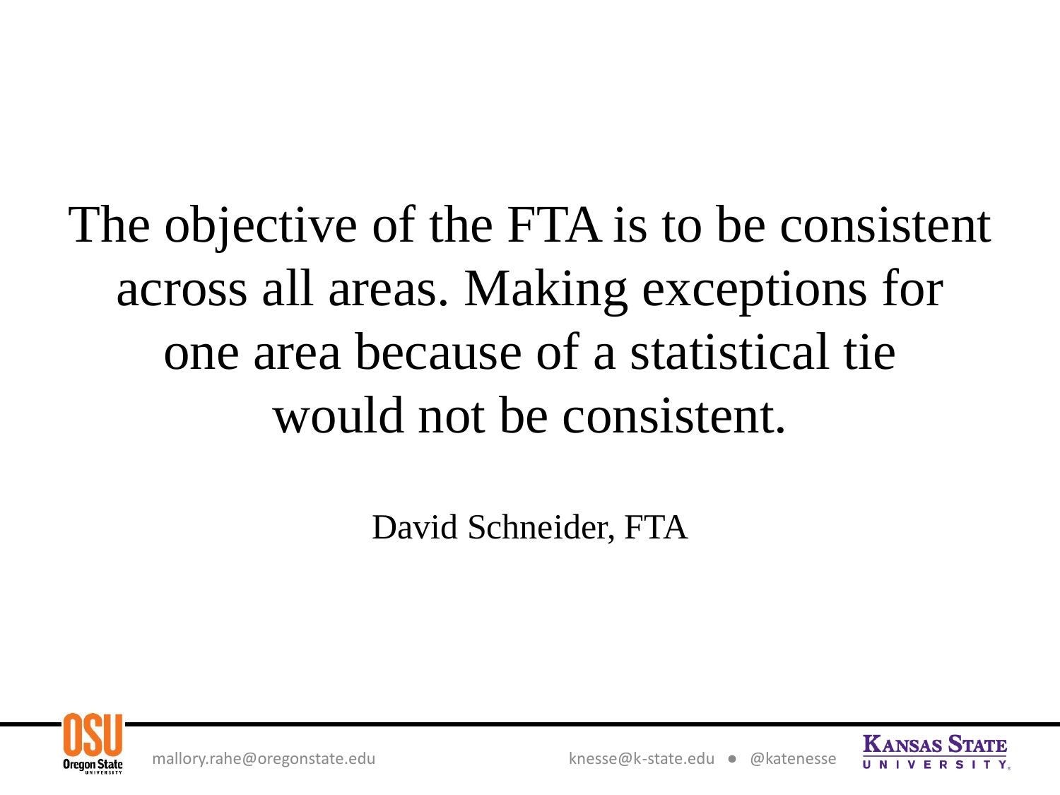The objective of the FTA is to be consistent across all areas. Making exceptions for one area because of a statistical tie would not be consistent.

David Schneider, FTA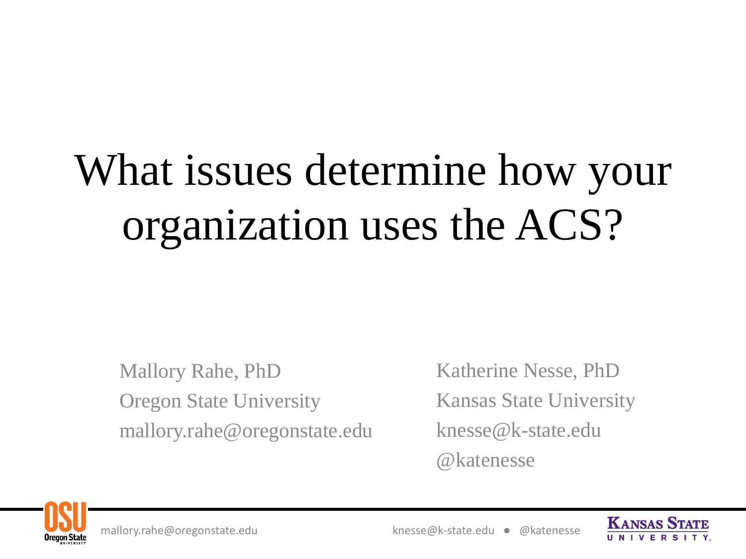# What issues determine how your organization uses the ACS?

Mallory Rahe, PhD
Oregon State University
mallory.rahe@oregonstate.edu

Katherine Nesse, PhD
Kansas State University
knesse@k-state.edu
@katenesse